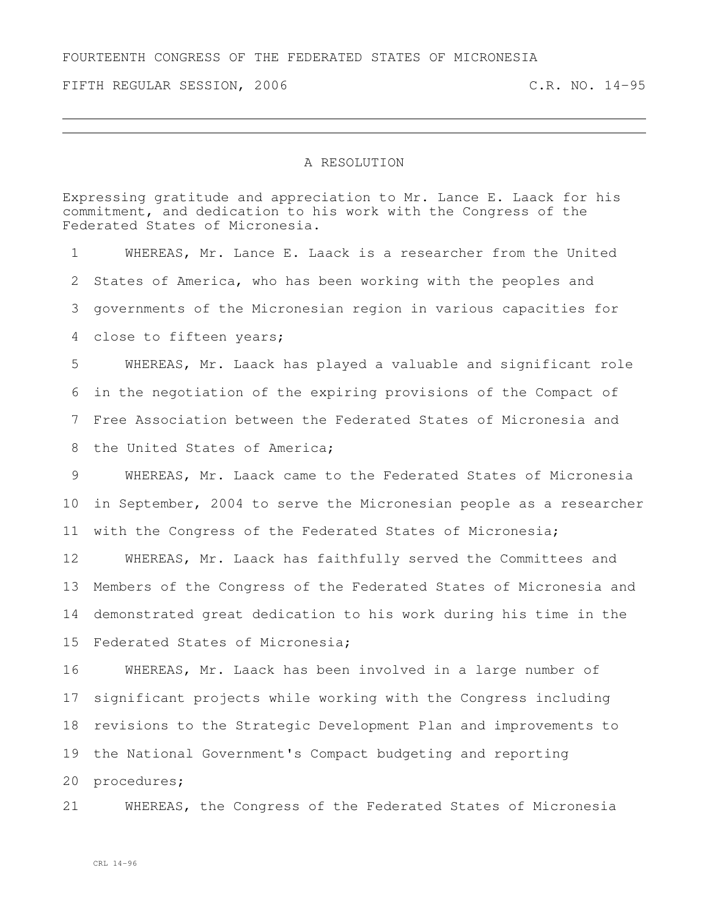FOURTEENTH CONGRESS OF THE FEDERATED STATES OF MICRONESIA

FIFTH REGULAR SESSION, 2006 C.R. NO. 14-95

---

A RESOLUTION

Expressing gratitude and appreciation to Mr. Lance E. Laack for his commitment, and dedication to his work with the Congress of the Federated States of Micronesia.

1 WHEREAS, Mr. Lance E. Laack is a researcher from the United
2 States of America, who has been working with the peoples and
3 governments of the Micronesian region in various capacities for
4 close to fifteen years;

5 WHEREAS, Mr. Laack has played a valuable and significant role
6 in the negotiation of the expiring provisions of the Compact of
7 Free Association between the Federated States of Micronesia and
8 the United States of America;

9 WHEREAS, Mr. Laack came to the Federated States of Micronesia
10 in September, 2004 to serve the Micronesian people as a researcher
11 with the Congress of the Federated States of Micronesia;

12 WHEREAS, Mr. Laack has faithfully served the Committees and
13 Members of the Congress of the Federated States of Micronesia and
14 demonstrated great dedication to his work during his time in the
15 Federated States of Micronesia;

16 WHEREAS, Mr. Laack has been involved in a large number of
17 significant projects while working with the Congress including
18 revisions to the Strategic Development Plan and improvements to
19 the National Government's Compact budgeting and reporting
20 procedures;

21 WHEREAS, the Congress of the Federated States of Micronesia

CRL 14-96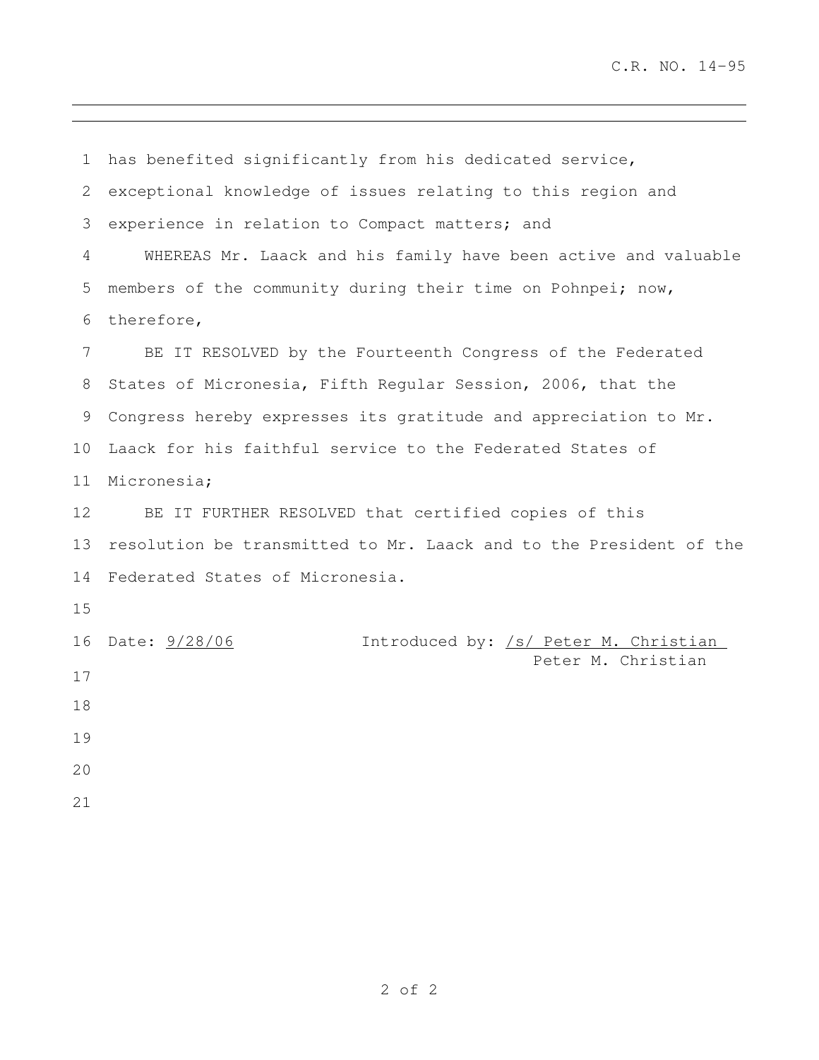has benefited significantly from his dedicated service, exceptional knowledge of issues relating to this region and experience in relation to Compact matters; and

WHEREAS Mr. Laack and his family have been active and valuable members of the community during their time on Pohnpei; now, therefore,

BE IT RESOLVED by the Fourteenth Congress of the Federated States of Micronesia, Fifth Regular Session, 2006, that the Congress hereby expresses its gratitude and appreciation to Mr. Laack for his faithful service to the Federated States of Micronesia;

BE IT FURTHER RESOLVED that certified copies of this resolution be transmitted to Mr. Laack and to the President of the Federated States of Micronesia.

Date: 9/28/06

Introduced by: /s/ Peter M. Christian
Peter M. Christian